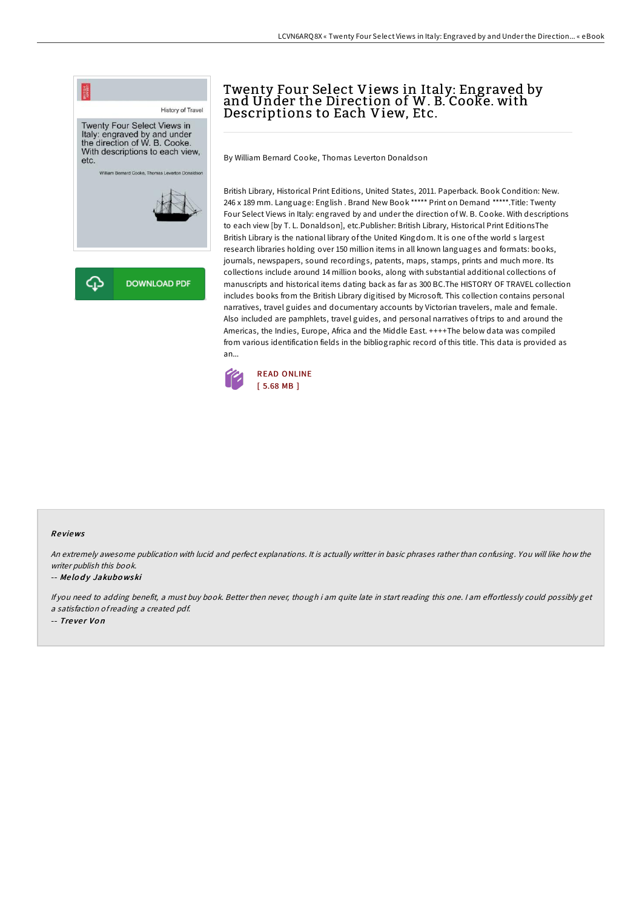# Twenty Four Select Views in Italy: Engraved by and Under the Direction of W. B. Cooke. with Descriptions to Each View, Etc.

By William Bernard Cooke, Thomas Leverton Donaldson

British Library, Historical Print Editions, United States, 2011. Paperback. Book Condition: New. 246 x 189 mm. Language: English . Brand New Book ***** Print on Demand *****.Title: Twenty Four Select Views in Italy: engraved by and under the direction of W. B. Cooke. With descriptions to each view [by T. L. Donaldson], etc.Publisher: British Library, Historical Print EditionsThe British Library is the national library of the United Kingdom. It is one of the world s largest research libraries holding over 150 million items in all known languages and formats: books, journals, newspapers, sound recordings, patents, maps, stamps, prints and much more. Its collections include around 14 million books, along with substantial additional collections of manuscripts and historical items dating back as far as 300 BC.The HISTORY OF TRAVEL collection includes books from the British Library digitised by Microsoft. This collection contains personal narratives, travel guides and documentary accounts by Victorian travelers, male and female. Also included are pamphlets, travel guides, and personal narratives of trips to and around the Americas, the Indies, Europe, Africa and the Middle East. ++++The below data was compiled from various identification fields in the bibliographic record of this title. This data is provided as an...

READ ONLINE
[ 5.68 MB ]

## Reviews

*An extremely awesome publication with lucid and perfect explanations. It is actually writter in basic phrases rather than confusing. You will like how the writer publish this book.*

-- *Melody Jakubowski*

*If you need to adding benefit, a must buy book. Better then never, though i am quite late in start reading this one. I am effortlessly could possibly get a satisfaction of reading a created pdf.*

-- *Trever Von*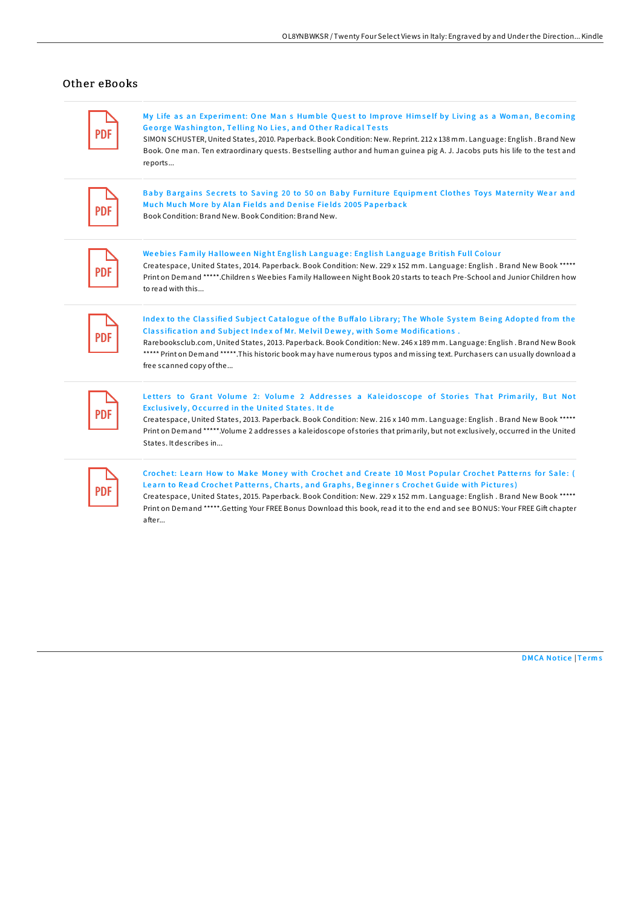## Other eBooks

**My Life as an Experiment: One Man s Humble Quest to Improve Himself by Living as a Woman, Becoming George Washington, Telling No Lies, and Other Radical Tests**

SIMON SCHUSTER, United States, 2010. Paperback. Book Condition: New. Reprint. 212 x 138 mm. Language: English . Brand New Book. One man. Ten extraordinary quests. Bestselling author and human guinea pig A. J. Jacobs puts his life to the test and reports...

**Baby Bargains Secrets to Saving 20 to 50 on Baby Furniture Equipment Clothes Toys Maternity Wear and Much Much More by Alan Fields and Denise Fields 2005 Paperback**

Book Condition: Brand New. Book Condition: Brand New.

**Weebies Family Halloween Night English Language: English Language British Full Colour**

Createspace, United States, 2014. Paperback. Book Condition: New. 229 x 152 mm. Language: English . Brand New Book ***** Print on Demand *****.Children s Weebies Family Halloween Night Book 20 starts to teach Pre-School and Junior Children how to read with this...

**Index to the Classified Subject Catalogue of the Buffalo Library; The Whole System Being Adopted from the Classification and Subject Index of Mr. Melvil Dewey, with Some Modifications .**

Rarebooksclub.com, United States, 2013. Paperback. Book Condition: New. 246 x 189 mm. Language: English . Brand New Book ***** Print on Demand *****.This historic book may have numerous typos and missing text. Purchasers can usually download a free scanned copy of the...

**Letters to Grant Volume 2: Volume 2 Addresses a Kaleidoscope of Stories That Primarily, But Not Exclusively, Occurred in the United States. It de**

Createspace, United States, 2013. Paperback. Book Condition: New. 216 x 140 mm. Language: English . Brand New Book ***** Print on Demand *****.Volume 2 addresses a kaleidoscope of stories that primarily, but not exclusively, occurred in the United States. It describes in...

**Crochet: Learn How to Make Money with Crochet and Create 10 Most Popular Crochet Patterns for Sale: ( Learn to Read Crochet Patterns, Charts, and Graphs, Beginner s Crochet Guide with Pictures)**

Createspace, United States, 2015. Paperback. Book Condition: New. 229 x 152 mm. Language: English . Brand New Book ***** Print on Demand *****.Getting Your FREE Bonus Download this book, read it to the end and see BONUS: Your FREE Gift chapter after...